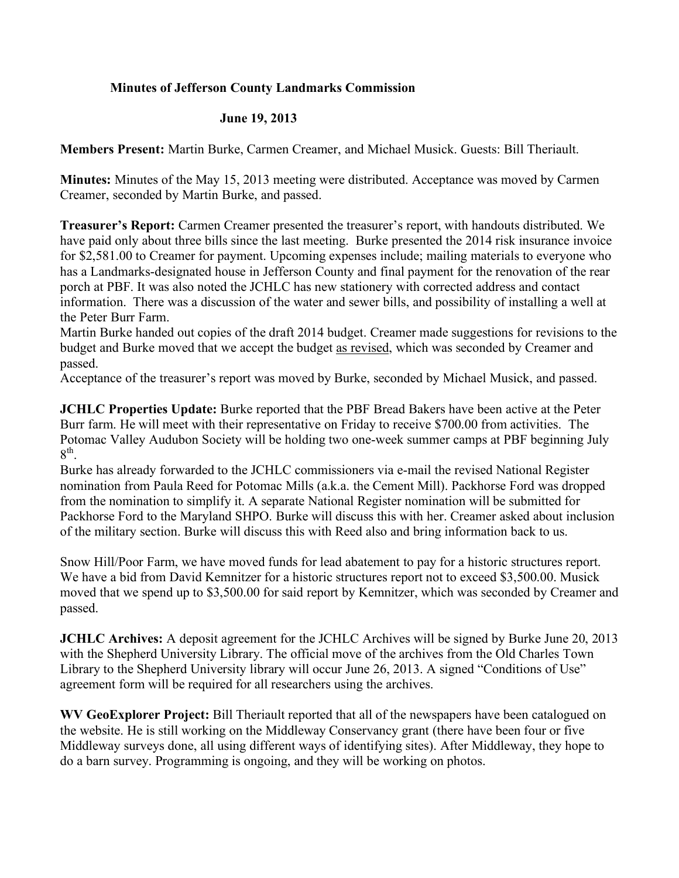**Minutes of Jefferson County Landmarks Commission**

**June 19, 2013**

**Members Present:** Martin Burke, Carmen Creamer, and Michael Musick. Guests: Bill Theriault.

**Minutes:** Minutes of the May 15, 2013 meeting were distributed. Acceptance was moved by Carmen Creamer, seconded by Martin Burke, and passed.

**Treasurer's Report:** Carmen Creamer presented the treasurer's report, with handouts distributed. We have paid only about three bills since the last meeting. Burke presented the 2014 risk insurance invoice for $2,581.00 to Creamer for payment. Upcoming expenses include; mailing materials to everyone who has a Landmarks-designated house in Jefferson County and final payment for the renovation of the rear porch at PBF. It was also noted the JCHLC has new stationery with corrected address and contact information. There was a discussion of the water and sewer bills, and possibility of installing a well at the Peter Burr Farm.

Martin Burke handed out copies of the draft 2014 budget. Creamer made suggestions for revisions to the budget and Burke moved that we accept the budget as revised, which was seconded by Creamer and passed.

Acceptance of the treasurer's report was moved by Burke, seconded by Michael Musick, and passed.

**JCHLC Properties Update:** Burke reported that the PBF Bread Bakers have been active at the Peter Burr farm. He will meet with their representative on Friday to receive $700.00 from activities. The Potomac Valley Audubon Society will be holding two one-week summer camps at PBF beginning July 8th.

Burke has already forwarded to the JCHLC commissioners via e-mail the revised National Register nomination from Paula Reed for Potomac Mills (a.k.a. the Cement Mill). Packhorse Ford was dropped from the nomination to simplify it. A separate National Register nomination will be submitted for Packhorse Ford to the Maryland SHPO. Burke will discuss this with her. Creamer asked about inclusion of the military section. Burke will discuss this with Reed also and bring information back to us.

Snow Hill/Poor Farm, we have moved funds for lead abatement to pay for a historic structures report. We have a bid from David Kemnitzer for a historic structures report not to exceed $3,500.00. Musick moved that we spend up to $3,500.00 for said report by Kemnitzer, which was seconded by Creamer and passed.

**JCHLC Archives:** A deposit agreement for the JCHLC Archives will be signed by Burke June 20, 2013 with the Shepherd University Library. The official move of the archives from the Old Charles Town Library to the Shepherd University library will occur June 26, 2013. A signed "Conditions of Use" agreement form will be required for all researchers using the archives.

**WV GeoExplorer Project:** Bill Theriault reported that all of the newspapers have been catalogued on the website. He is still working on the Middleway Conservancy grant (there have been four or five Middleway surveys done, all using different ways of identifying sites). After Middleway, they hope to do a barn survey. Programming is ongoing, and they will be working on photos.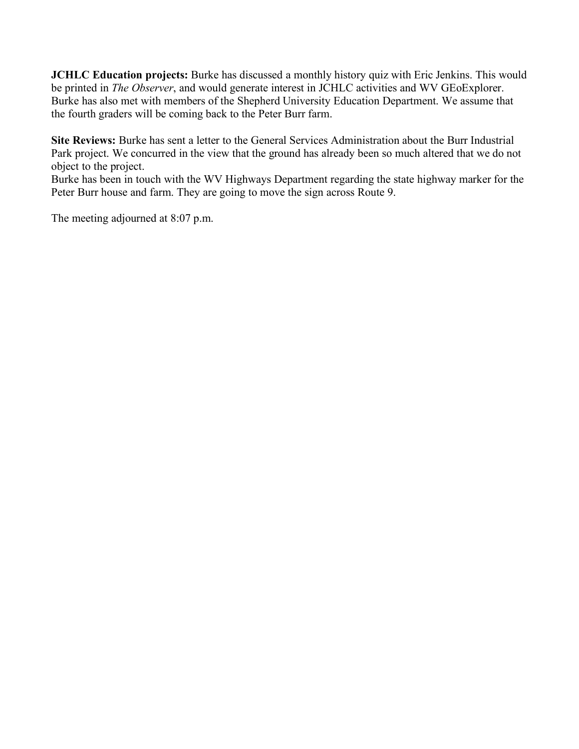**JCHLC Education projects:** Burke has discussed a monthly history quiz with Eric Jenkins. This would be printed in *The Observer*, and would generate interest in JCHLC activities and WV GEoExplorer. Burke has also met with members of the Shepherd University Education Department. We assume that the fourth graders will be coming back to the Peter Burr farm.

**Site Reviews:** Burke has sent a letter to the General Services Administration about the Burr Industrial Park project. We concurred in the view that the ground has already been so much altered that we do not object to the project.
Burke has been in touch with the WV Highways Department regarding the state highway marker for the Peter Burr house and farm. They are going to move the sign across Route 9.

The meeting adjourned at 8:07 p.m.